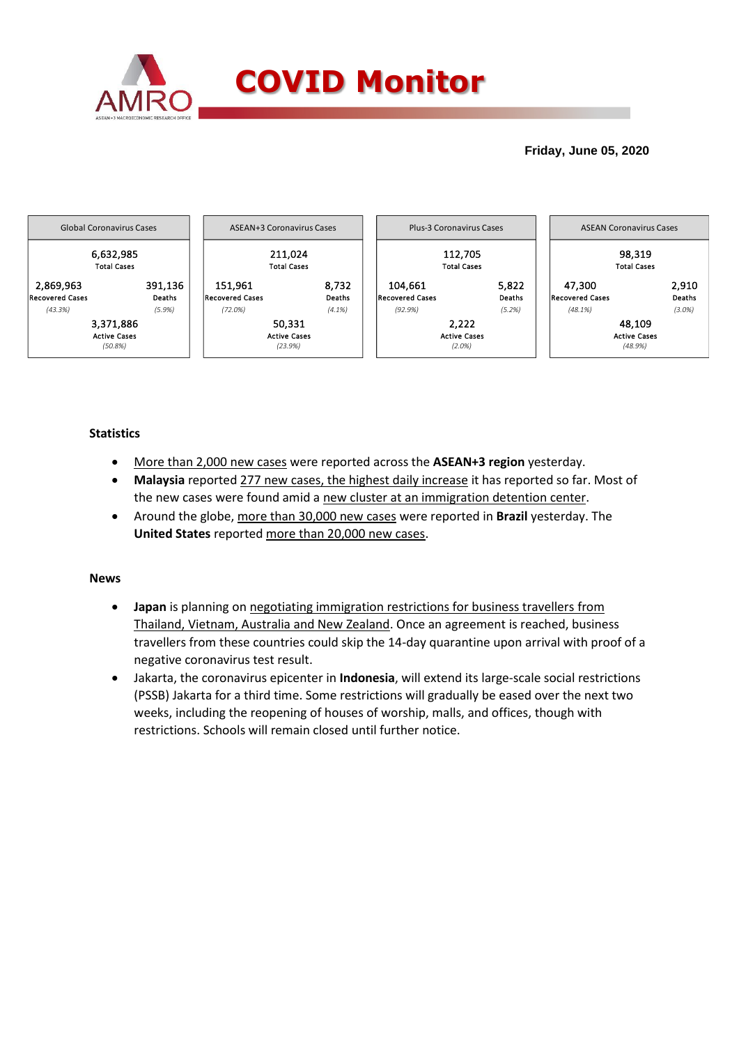# COVID Monitor

**Friday, June 05, 2020**

| Global Coronavirus Cases | | ASEAN+3 Coronavirus Cases | | Plus-3 Coronavirus Cases | | ASEAN Coronavirus Cases | |
|---|---|---|---|---|---|---|---|
| 6,632,985 Total Cases | | 211,024 Total Cases | | 112,705 Total Cases | | 98,319 Total Cases | |
| 2,869,963 Recovered Cases *(43.3%)* | 391,136 Deaths *(5.9%)* | 151,961 Recovered Cases *(72.0%)* | 8,732 Deaths *(4.1%)* | 104,661 Recovered Cases *(92.9%)* | 5,822 Deaths *(5.2%)* | 47,300 Recovered Cases *(48.1%)* | 2,910 Deaths *(3.0%)* |
| 3,371,886 Active Cases *(50.8%)* | | 50,331 Active Cases *(23.9%)* | | 2,222 Active Cases *(2.0%)* | | 48,109 Active Cases *(48.9%)* | |

**Statistics**

- More than 2,000 new cases were reported across the **ASEAN+3 region** yesterday.
- **Malaysia** reported 277 new cases, the highest daily increase it has reported so far. Most of the new cases were found amid a new cluster at an immigration detention center.
- Around the globe, more than 30,000 new cases were reported in **Brazil** yesterday. The **United States** reported more than 20,000 new cases.

**News**

- **Japan** is planning on negotiating immigration restrictions for business travellers from Thailand, Vietnam, Australia and New Zealand. Once an agreement is reached, business travellers from these countries could skip the 14-day quarantine upon arrival with proof of a negative coronavirus test result.
- Jakarta, the coronavirus epicenter in **Indonesia**, will extend its large-scale social restrictions (PSSB) Jakarta for a third time. Some restrictions will gradually be eased over the next two weeks, including the reopening of houses of worship, malls, and offices, though with restrictions. Schools will remain closed until further notice.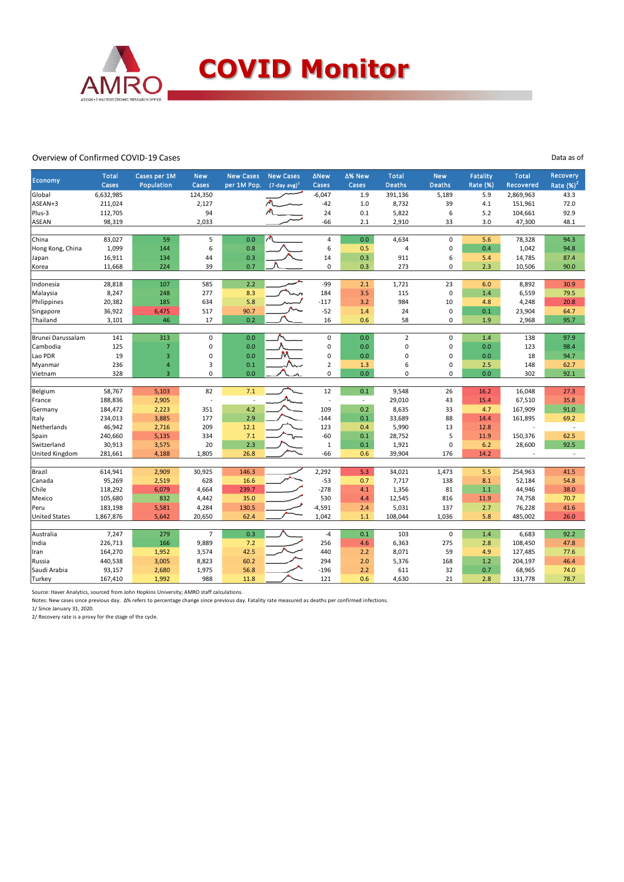# COVID Monitor

Overview of Confirmed COVID-19 Cases

Data as of

| Economy | Total Cases | Cases per 1M Population | New Cases | New Cases per 1M Pop. | New Cases (7-day avg)[1] | ΔNew Cases | Δ% New Cases | Total Deaths | New Deaths | Fatality Rate (%) | Total Recovered | Recovery Rate (%)[2] |
|---|---|---|---|---|---|---|---|---|---|---|---|---|
| Global | 6,632,985 | | 124,350 | | | -6,047 | 1.9 | 391,136 | 5,189 | 5.9 | 2,869,963 | 43.3 |
| ASEAN+3 | 211,024 | | 2,127 | | | -42 | 1.0 | 8,732 | 39 | 4.1 | 151,961 | 72.0 |
| Plus-3 | 112,705 | | 94 | | | 24 | 0.1 | 5,822 | 6 | 5.2 | 104,661 | 92.9 |
| ASEAN | 98,319 | | 2,033 | | | -66 | 2.1 | 2,910 | 33 | 3.0 | 47,300 | 48.1 |
| | | | | | | | | | | | | |
| China | 83,027 | 59 | 5 | 0.0 | | 4 | 0.0 | 4,634 | 0 | 5.6 | 78,328 | 94.3 |
| Hong Kong, China | 1,099 | 144 | 6 | 0.8 | | 6 | 0.5 | 4 | 0 | 0.4 | 1,042 | 94.8 |
| Japan | 16,911 | 134 | 44 | 0.3 | | 14 | 0.3 | 911 | 6 | 5.4 | 14,785 | 87.4 |
| Korea | 11,668 | 224 | 39 | 0.7 | | 0 | 0.3 | 273 | 0 | 2.3 | 10,506 | 90.0 |
| | | | | | | | | | | | | |
| Indonesia | 28,818 | 107 | 585 | 2.2 | | -99 | 2.1 | 1,721 | 23 | 6.0 | 8,892 | 30.9 |
| Malaysia | 8,247 | 248 | 277 | 8.3 | | 184 | 3.5 | 115 | 0 | 1.4 | 6,559 | 79.5 |
| Philippines | 20,382 | 185 | 634 | 5.8 | | -117 | 3.2 | 984 | 10 | 4.8 | 4,248 | 20.8 |
| Singapore | 36,922 | 6,475 | 517 | 90.7 | | -52 | 1.4 | 24 | 0 | 0.1 | 23,904 | 64.7 |
| Thailand | 3,101 | 46 | 17 | 0.2 | | 16 | 0.6 | 58 | 0 | 1.9 | 2,968 | 95.7 |
| | | | | | | | | | | | | |
| Brunei Darussalam | 141 | 313 | 0 | 0.0 | | 0 | 0.0 | 2 | 0 | 1.4 | 138 | 97.9 |
| Cambodia | 125 | 7 | 0 | 0.0 | | 0 | 0.0 | 0 | 0 | 0.0 | 123 | 98.4 |
| Lao PDR | 19 | 3 | 0 | 0.0 | | 0 | 0.0 | 0 | 0 | 0.0 | 18 | 94.7 |
| Myanmar | 236 | 4 | 3 | 0.1 | | 2 | 1.3 | 6 | 0 | 2.5 | 148 | 62.7 |
| Vietnam | 328 | 3 | 0 | 0.0 | | 0 | 0.0 | 0 | 0 | 0.0 | 302 | 92.1 |
| | | | | | | | | | | | | |
| Belgium | 58,767 | 5,103 | 82 | 7.1 | | 12 | 0.1 | 9,548 | 26 | 16.2 | 16,048 | 27.3 |
| France | 188,836 | 2,905 | - | - | | - | - | 29,010 | 43 | 15.4 | 67,510 | 35.8 |
| Germany | 184,472 | 2,223 | 351 | 4.2 | | 109 | 0.2 | 8,635 | 33 | 4.7 | 167,909 | 91.0 |
| Italy | 234,013 | 3,885 | 177 | 2.9 | | -144 | 0.1 | 33,689 | 88 | 14.4 | 161,895 | 69.2 |
| Netherlands | 46,942 | 2,716 | 209 | 12.1 | | 123 | 0.4 | 5,990 | 13 | 12.8 | - | - |
| Spain | 240,660 | 5,135 | 334 | 7.1 | | -60 | 0.1 | 28,752 | 5 | 11.9 | 150,376 | 62.5 |
| Switzerland | 30,913 | 3,575 | 20 | 2.3 | | 1 | 0.1 | 1,921 | 0 | 6.2 | 28,600 | 92.5 |
| United Kingdom | 281,661 | 4,188 | 1,805 | 26.8 | | -66 | 0.6 | 39,904 | 176 | 14.2 | - | - |
| | | | | | | | | | | | | |
| Brazil | 614,941 | 2,909 | 30,925 | 146.3 | | 2,292 | 5.3 | 34,021 | 1,473 | 5.5 | 254,963 | 41.5 |
| Canada | 95,269 | 2,519 | 628 | 16.6 | | -53 | 0.7 | 7,717 | 138 | 8.1 | 52,184 | 54.8 |
| Chile | 118,292 | 6,079 | 4,664 | 239.7 | | -278 | 4.1 | 1,356 | 81 | 1.1 | 44,946 | 38.0 |
| Mexico | 105,680 | 832 | 4,442 | 35.0 | | 530 | 4.4 | 12,545 | 816 | 11.9 | 74,758 | 70.7 |
| Peru | 183,198 | 5,581 | 4,284 | 130.5 | | -4,591 | 2.4 | 5,031 | 137 | 2.7 | 76,228 | 41.6 |
| United States | 1,867,876 | 5,642 | 20,650 | 62.4 | | 1,042 | 1.1 | 108,044 | 1,036 | 5.8 | 485,002 | 26.0 |
| | | | | | | | | | | | | |
| Australia | 7,247 | 279 | 7 | 0.3 | | -4 | 0.1 | 103 | 0 | 1.4 | 6,683 | 92.2 |
| India | 226,713 | 166 | 9,889 | 7.2 | | 256 | 4.6 | 6,363 | 275 | 2.8 | 108,450 | 47.8 |
| Iran | 164,270 | 1,952 | 3,574 | 42.5 | | 440 | 2.2 | 8,071 | 59 | 4.9 | 127,485 | 77.6 |
| Russia | 440,538 | 3,005 | 8,823 | 60.2 | | 294 | 2.0 | 5,376 | 168 | 1.2 | 204,197 | 46.4 |
| Saudi Arabia | 93,157 | 2,680 | 1,975 | 56.8 | | -196 | 2.2 | 611 | 32 | 0.7 | 68,965 | 74.0 |
| Turkey | 167,410 | 1,992 | 988 | 11.8 | | 121 | 0.6 | 4,630 | 21 | 2.8 | 131,778 | 78.7 |

Source: Haver Analytics, sourced from John Hopkins University; AMRO staff calculations.

Notes: New cases since previous day. Δ% refers to percentage change since previous day. Fatality rate measured as deaths per confirmed infections.

1/ Since January 31, 2020.

2/ Recovery rate is a proxy for the stage of the cycle.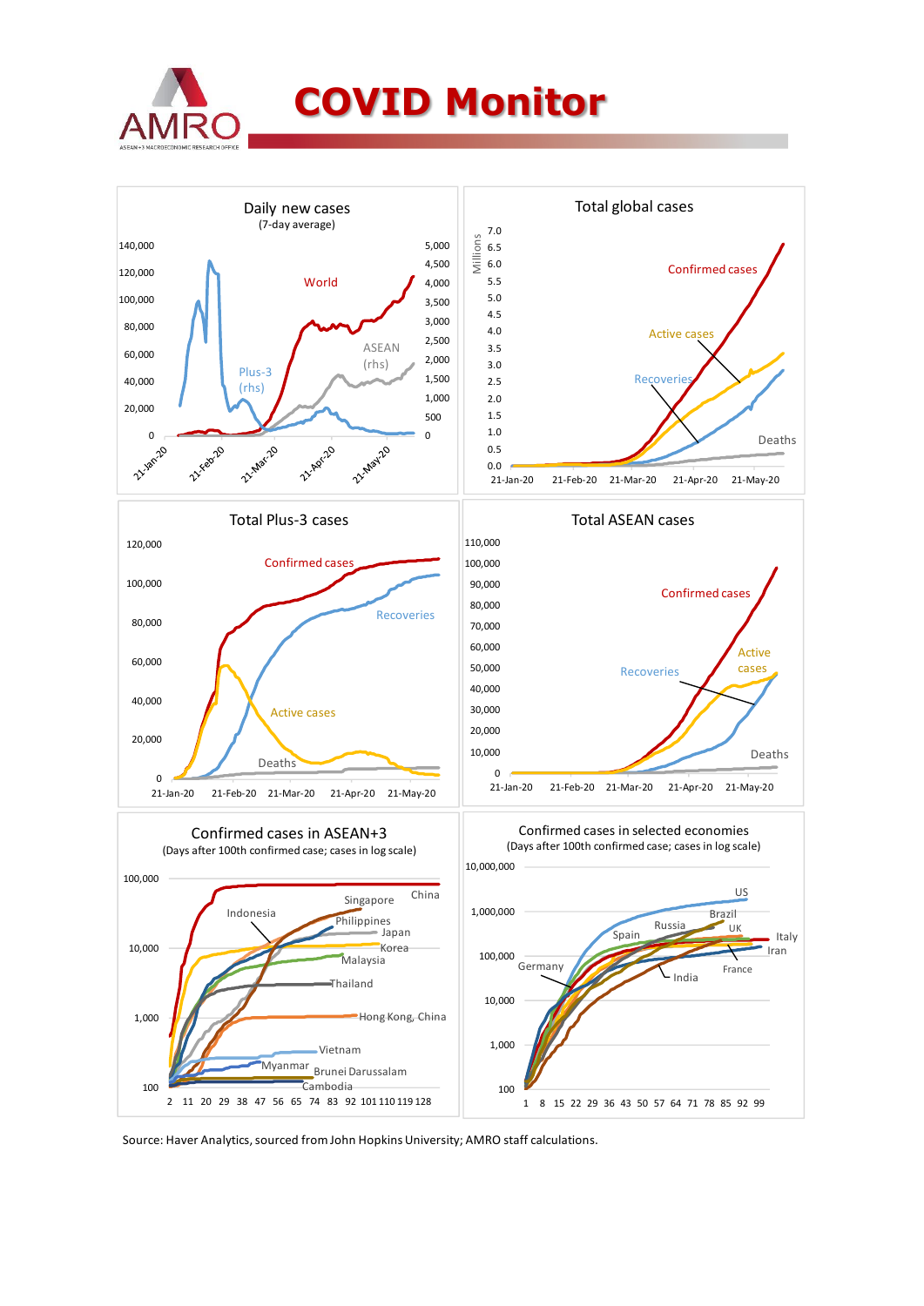# COVID Monitor

## Daily new cases

(7-day average)

140,000
120,000
100,000
80,000
60,000
40,000
20,000
0

5,000
4,500
4,000
3,500
3,000
2,500
2,000
1,500
1,000
500
0

World
ASEAN (rhs)
Plus-3 (rhs)

21-Jan-20
21-Feb-20
21-Mar-20
21-Apr-20
21-May-20

## Total global cases

Millions

7.0
6.5
6.0
5.5
5.0
4.5
4.0
3.5
3.0
2.5
2.0
1.5
1.0
0.5
0.0

Confirmed cases
Active cases
Recoveries
Deaths

21-Jan-20
21-Feb-20
21-Mar-20
21-Apr-20
21-May-20

## Total Plus-3 cases

120,000
100,000
80,000
60,000
40,000
20,000
0

Confirmed cases
Recoveries
Active cases
Deaths

21-Jan-20
21-Feb-20
21-Mar-20
21-Apr-20
21-May-20

## Total ASEAN cases

110,000
100,000
90,000
80,000
70,000
60,000
50,000
40,000
30,000
20,000
10,000
0

Confirmed cases
Active cases
Recoveries
Deaths

21-Jan-20
21-Feb-20
21-Mar-20
21-Apr-20
21-May-20

## Confirmed cases in ASEAN+3

(Days after 100th confirmed case; cases in log scale)

100,000
10,000
1,000
100

China
Singapore
Indonesia
Philippines
Japan
Korea
Malaysia
Thailand
Hong Kong, China
Vietnam
Myanmar
Brunei Darussalam
Cambodia

2 11 20 29 38 47 56 65 74 83 92 101 110 119 128

## Confirmed cases in selected economies

(Days after 100th confirmed case; cases in log scale)

10,000,000
1,000,000
100,000
10,000
1,000
100

US
Brazil
Russia
UK
Spain
Italy
Iran
Germany
France
India

1 8 15 22 29 36 43 50 57 64 71 78 85 92 99

Source: Haver Analytics, sourced from John Hopkins University; AMRO staff calculations.